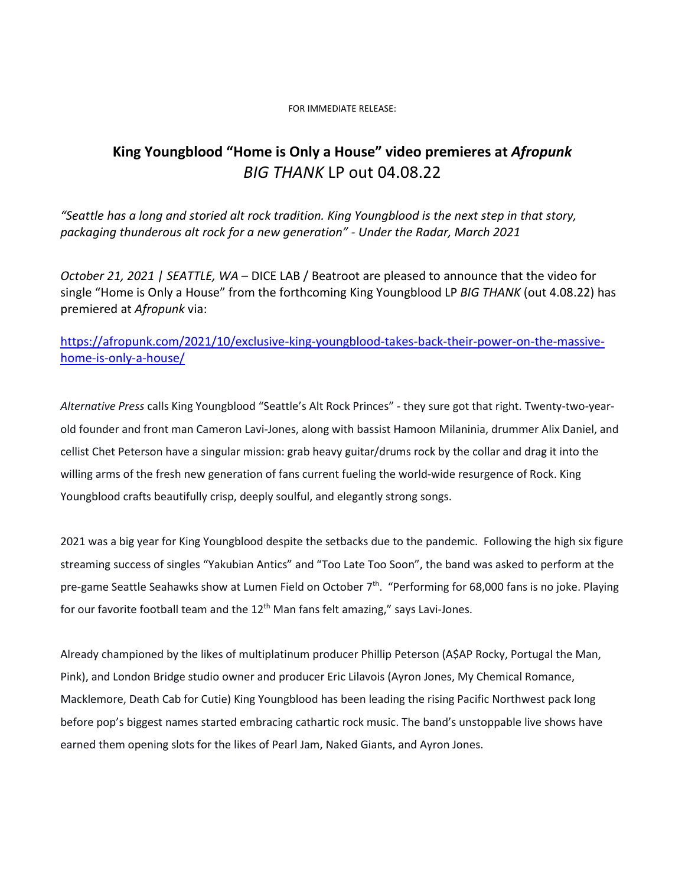FOR IMMEDIATE RELEASE:

# King Youngblood "Home is Only a House" video premieres at *Afropunk*
## *BIG THANK* LP out 04.08.22

*"Seattle has a long and storied alt rock tradition. King Youngblood is the next step in that story, packaging thunderous alt rock for a new generation" - Under the Radar, March 2021*

*October 21, 2021 | SEATTLE, WA* – DICE LAB / Beatroot are pleased to announce that the video for single "Home is Only a House" from the forthcoming King Youngblood LP *BIG THANK* (out 4.08.22) has premiered at *Afropunk* via:

https://afropunk.com/2021/10/exclusive-king-youngblood-takes-back-their-power-on-the-massive-home-is-only-a-house/

*Alternative Press* calls King Youngblood "Seattle's Alt Rock Princes" - they sure got that right. Twenty-two-year-old founder and front man Cameron Lavi-Jones, along with bassist Hamoon Milaninia, drummer Alix Daniel, and cellist Chet Peterson have a singular mission: grab heavy guitar/drums rock by the collar and drag it into the willing arms of the fresh new generation of fans current fueling the world-wide resurgence of Rock. King Youngblood crafts beautifully crisp, deeply soulful, and elegantly strong songs.

2021 was a big year for King Youngblood despite the setbacks due to the pandemic. Following the high six figure streaming success of singles "Yakubian Antics" and "Too Late Too Soon", the band was asked to perform at the pre-game Seattle Seahawks show at Lumen Field on October 7th. "Performing for 68,000 fans is no joke. Playing for our favorite football team and the 12th Man fans felt amazing," says Lavi-Jones.

Already championed by the likes of multiplatinum producer Phillip Peterson (A$AP Rocky, Portugal the Man, Pink), and London Bridge studio owner and producer Eric Lilavois (Ayron Jones, My Chemical Romance, Macklemore, Death Cab for Cutie) King Youngblood has been leading the rising Pacific Northwest pack long before pop's biggest names started embracing cathartic rock music. The band's unstoppable live shows have earned them opening slots for the likes of Pearl Jam, Naked Giants, and Ayron Jones.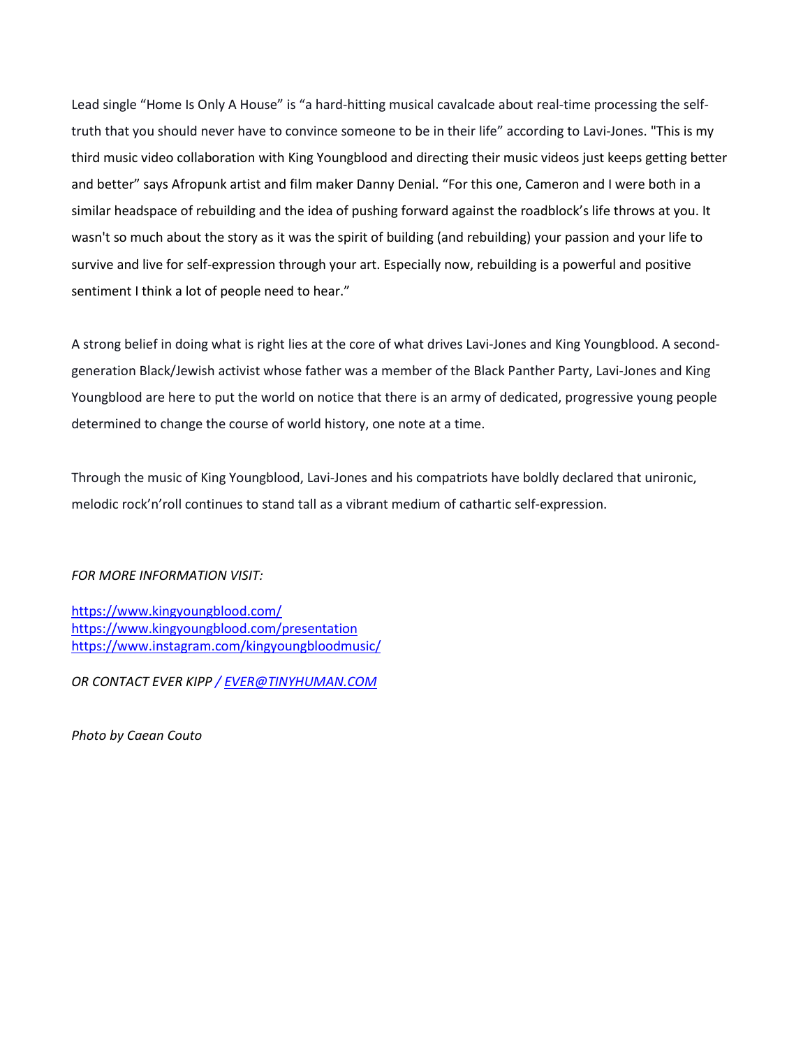Lead single “Home Is Only A House” is “a hard-hitting musical cavalcade about real-time processing the self-truth that you should never have to convince someone to be in their life” according to Lavi-Jones. "This is my third music video collaboration with King Youngblood and directing their music videos just keeps getting better and better” says Afropunk artist and film maker Danny Denial. “For this one, Cameron and I were both in a similar headspace of rebuilding and the idea of pushing forward against the roadblock’s life throws at you. It wasn't so much about the story as it was the spirit of building (and rebuilding) your passion and your life to survive and live for self-expression through your art. Especially now, rebuilding is a powerful and positive sentiment I think a lot of people need to hear.”

A strong belief in doing what is right lies at the core of what drives Lavi-Jones and King Youngblood. A second-generation Black/Jewish activist whose father was a member of the Black Panther Party, Lavi-Jones and King Youngblood are here to put the world on notice that there is an army of dedicated, progressive young people determined to change the course of world history, one note at a time.

Through the music of King Youngblood, Lavi-Jones and his compatriots have boldly declared that unironic, melodic rock’n’roll continues to stand tall as a vibrant medium of cathartic self-expression.

*FOR MORE INFORMATION VISIT:*

https://www.kingyoungblood.com/
https://www.kingyoungblood.com/presentation
https://www.instagram.com/kingyoungbloodmusic/

*OR CONTACT EVER KIPP / EVER@TINYHUMAN.COM*

*Photo by Caean Couto*